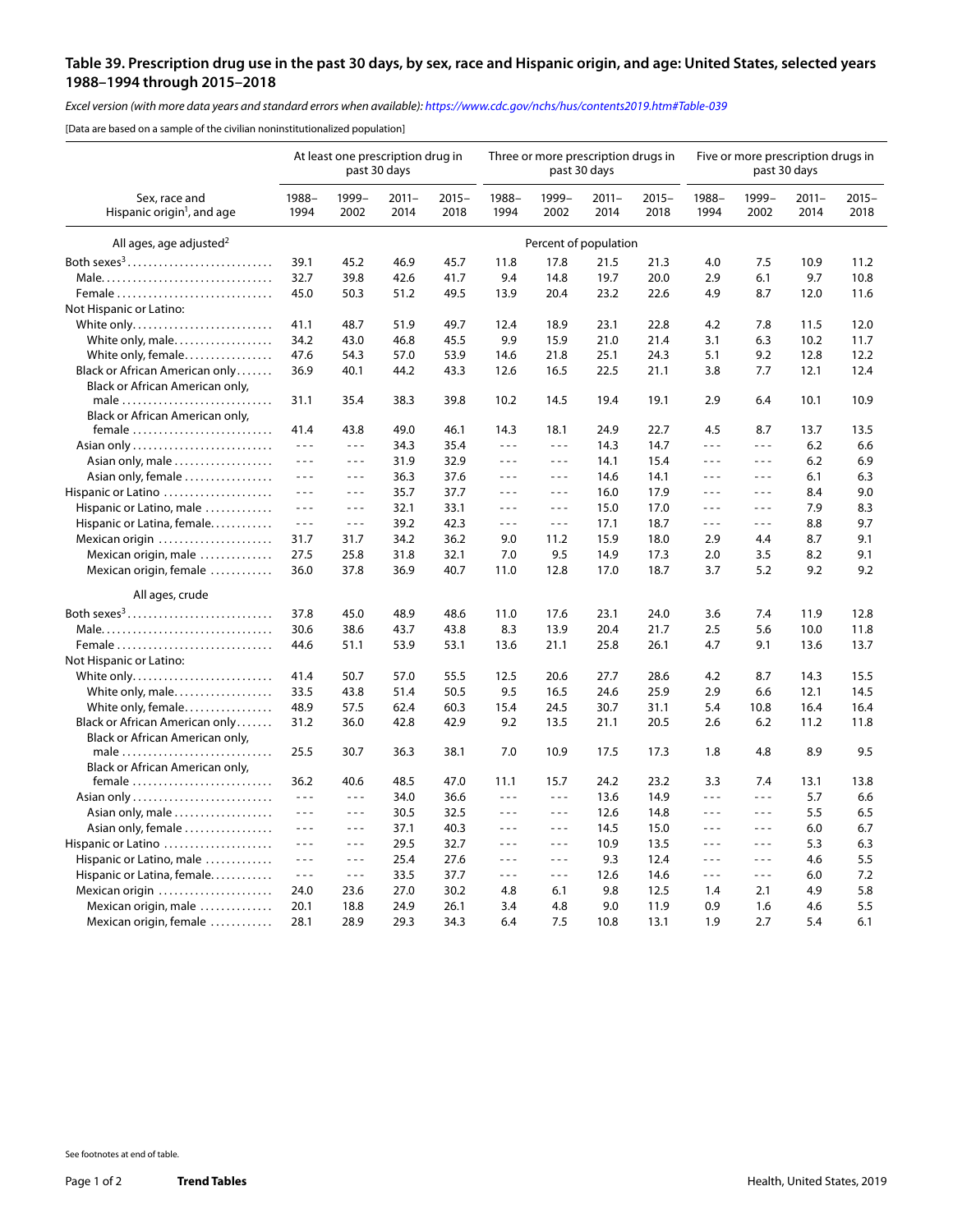## Table 39. Prescription drug use in the past 30 days, by sex, race and Hispanic origin, and age: United States, selected years 1988–1994 through 2015–2018

*Excel version (with more data years and standard errors when available): https://www.cdc.gov/nchs/hus/contents2019.htm#Table-039*

[Data are based on a sample of the civilian noninstitutionalized population]

| Sex, race and Hispanic origin[1], and age | At least one prescription drug in past 30 days | | | | Three or more prescription drugs in past 30 days | | | | Five or more prescription drugs in past 30 days | | | |
|---|---|---|---|---|---|---|---|---|---|---|---|---|
| | 1988–1994 | 1999–2002 | 2011–2014 | 2015–2018 | 1988–1994 | 1999–2002 | 2011–2014 | 2015–2018 | 1988–1994 | 1999–2002 | 2011–2014 | 2015–2018 |
| **All ages, age adjusted[2]** | Percent of population | | | | | | | | | | | |
| Both sexes[3] | 39.1 | 45.2 | 46.9 | 45.7 | 11.8 | 17.8 | 21.5 | 21.3 | 4.0 | 7.5 | 10.9 | 11.2 |
| Male | 32.7 | 39.8 | 42.6 | 41.7 | 9.4 | 14.8 | 19.7 | 20.0 | 2.9 | 6.1 | 9.7 | 10.8 |
| Female | 45.0 | 50.3 | 51.2 | 49.5 | 13.9 | 20.4 | 23.2 | 22.6 | 4.9 | 8.7 | 12.0 | 11.6 |
| Not Hispanic or Latino: | | | | | | | | | | | | |
| White only | 41.1 | 48.7 | 51.9 | 49.7 | 12.4 | 18.9 | 23.1 | 22.8 | 4.2 | 7.8 | 11.5 | 12.0 |
| White only, male | 34.2 | 43.0 | 46.8 | 45.5 | 9.9 | 15.9 | 21.0 | 21.4 | 3.1 | 6.3 | 10.2 | 11.7 |
| White only, female | 47.6 | 54.3 | 57.0 | 53.9 | 14.6 | 21.8 | 25.1 | 24.3 | 5.1 | 9.2 | 12.8 | 12.2 |
| Black or African American only | 36.9 | 40.1 | 44.2 | 43.3 | 12.6 | 16.5 | 22.5 | 21.1 | 3.8 | 7.7 | 12.1 | 12.4 |
| Black or African American only, male | 31.1 | 35.4 | 38.3 | 39.8 | 10.2 | 14.5 | 19.4 | 19.1 | 2.9 | 6.4 | 10.1 | 10.9 |
| Black or African American only, female | 41.4 | 43.8 | 49.0 | 46.1 | 14.3 | 18.1 | 24.9 | 22.7 | 4.5 | 8.7 | 13.7 | 13.5 |
| Asian only | - - - | - - - | 34.3 | 35.4 | - - - | - - - | 14.3 | 14.7 | - - - | - - - | 6.2 | 6.6 |
| Asian only, male | - - - | - - - | 31.9 | 32.9 | - - - | - - - | 14.1 | 15.4 | - - - | - - - | 6.2 | 6.9 |
| Asian only, female | - - - | - - - | 36.3 | 37.6 | - - - | - - - | 14.6 | 14.1 | - - - | - - - | 6.1 | 6.3 |
| Hispanic or Latino | - - - | - - - | 35.7 | 37.7 | - - - | - - - | 16.0 | 17.9 | - - - | - - - | 8.4 | 9.0 |
| Hispanic or Latino, male | - - - | - - - | 32.1 | 33.1 | - - - | - - - | 15.0 | 17.0 | - - - | - - - | 7.9 | 8.3 |
| Hispanic or Latina, female | - - - | - - - | 39.2 | 42.3 | - - - | - - - | 17.1 | 18.7 | - - - | - - - | 8.8 | 9.7 |
| Mexican origin | 31.7 | 31.7 | 34.2 | 36.2 | 9.0 | 11.2 | 15.9 | 18.0 | 2.9 | 4.4 | 8.7 | 9.1 |
| Mexican origin, male | 27.5 | 25.8 | 31.8 | 32.1 | 7.0 | 9.5 | 14.9 | 17.3 | 2.0 | 3.5 | 8.2 | 9.1 |
| Mexican origin, female | 36.0 | 37.8 | 36.9 | 40.7 | 11.0 | 12.8 | 17.0 | 18.7 | 3.7 | 5.2 | 9.2 | 9.2 |
| **All ages, crude** | | | | | | | | | | | | |
| Both sexes[3] | 37.8 | 45.0 | 48.9 | 48.6 | 11.0 | 17.6 | 23.1 | 24.0 | 3.6 | 7.4 | 11.9 | 12.8 |
| Male | 30.6 | 38.6 | 43.7 | 43.8 | 8.3 | 13.9 | 20.4 | 21.7 | 2.5 | 5.6 | 10.0 | 11.8 |
| Female | 44.6 | 51.1 | 53.9 | 53.1 | 13.6 | 21.1 | 25.8 | 26.1 | 4.7 | 9.1 | 13.6 | 13.7 |
| Not Hispanic or Latino: | | | | | | | | | | | | |
| White only | 41.4 | 50.7 | 57.0 | 55.5 | 12.5 | 20.6 | 27.7 | 28.6 | 4.2 | 8.7 | 14.3 | 15.5 |
| White only, male | 33.5 | 43.8 | 51.4 | 50.5 | 9.5 | 16.5 | 24.6 | 25.9 | 2.9 | 6.6 | 12.1 | 14.5 |
| White only, female | 48.9 | 57.5 | 62.4 | 60.3 | 15.4 | 24.5 | 30.7 | 31.1 | 5.4 | 10.8 | 16.4 | 16.4 |
| Black or African American only | 31.2 | 36.0 | 42.8 | 42.9 | 9.2 | 13.5 | 21.1 | 20.5 | 2.6 | 6.2 | 11.2 | 11.8 |
| Black or African American only, male | 25.5 | 30.7 | 36.3 | 38.1 | 7.0 | 10.9 | 17.5 | 17.3 | 1.8 | 4.8 | 8.9 | 9.5 |
| Black or African American only, female | 36.2 | 40.6 | 48.5 | 47.0 | 11.1 | 15.7 | 24.2 | 23.2 | 3.3 | 7.4 | 13.1 | 13.8 |
| Asian only | - - - | - - - | 34.0 | 36.6 | - - - | - - - | 13.6 | 14.9 | - - - | - - - | 5.7 | 6.6 |
| Asian only, male | - - - | - - - | 30.5 | 32.5 | - - - | - - - | 12.6 | 14.8 | - - - | - - - | 5.5 | 6.5 |
| Asian only, female | - - - | - - - | 37.1 | 40.3 | - - - | - - - | 14.5 | 15.0 | - - - | - - - | 6.0 | 6.7 |
| Hispanic or Latino | - - - | - - - | 29.5 | 32.7 | - - - | - - - | 10.9 | 13.5 | - - - | - - - | 5.3 | 6.3 |
| Hispanic or Latino, male | - - - | - - - | 25.4 | 27.6 | - - - | - - - | 9.3 | 12.4 | - - - | - - - | 4.6 | 5.5 |
| Hispanic or Latina, female | - - - | - - - | 33.5 | 37.7 | - - - | - - - | 12.6 | 14.6 | - - - | - - - | 6.0 | 7.2 |
| Mexican origin | 24.0 | 23.6 | 27.0 | 30.2 | 4.8 | 6.1 | 9.8 | 12.5 | 1.4 | 2.1 | 4.9 | 5.8 |
| Mexican origin, male | 20.1 | 18.8 | 24.9 | 26.1 | 3.4 | 4.8 | 9.0 | 11.9 | 0.9 | 1.6 | 4.6 | 5.5 |
| Mexican origin, female | 28.1 | 28.9 | 29.3 | 34.3 | 6.4 | 7.5 | 10.8 | 13.1 | 1.9 | 2.7 | 5.4 | 6.1 |

See footnotes at end of table.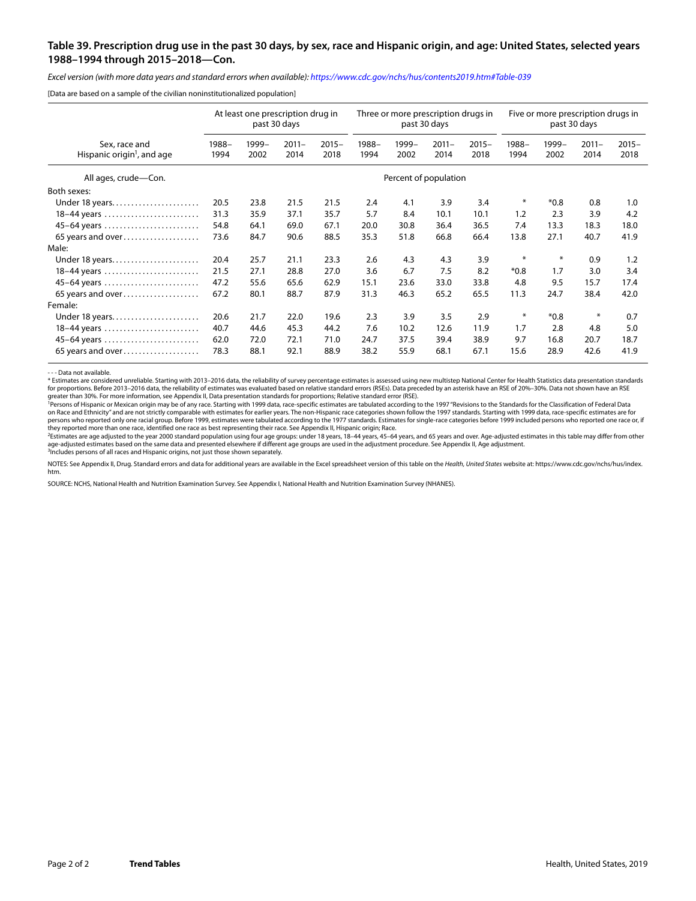## Table 39. Prescription drug use in the past 30 days, by sex, race and Hispanic origin, and age: United States, selected years 1988–1994 through 2015–2018—Con.

*Excel version (with more data years and standard errors when available): https://www.cdc.gov/nchs/hus/contents2019.htm#Table-039*

[Data are based on a sample of the civilian noninstitutionalized population]

| Sex, race and Hispanic origin[1], and age | At least one prescription drug in past 30 days | | | | Three or more prescription drugs in past 30 days | | | | Five or more prescription drugs in past 30 days | | | |
|---|---|---|---|---|---|---|---|---|---|---|---|---|
| | 1988–1994 | 1999–2002 | 2011–2014 | 2015–2018 | 1988–1994 | 1999–2002 | 2011–2014 | 2015–2018 | 1988–1994 | 1999–2002 | 2011–2014 | 2015–2018 |
| All ages, crude—Con. | Percent of population | | | | | | | | | | | |
| Both sexes: | | | | | | | | | | | | |
| Under 18 years | 20.5 | 23.8 | 21.5 | 21.5 | 2.4 | 4.1 | 3.9 | 3.4 | * | *0.8 | 0.8 | 1.0 |
| 18–44 years | 31.3 | 35.9 | 37.1 | 35.7 | 5.7 | 8.4 | 10.1 | 10.1 | 1.2 | 2.3 | 3.9 | 4.2 |
| 45–64 years | 54.8 | 64.1 | 69.0 | 67.1 | 20.0 | 30.8 | 36.4 | 36.5 | 7.4 | 13.3 | 18.3 | 18.0 |
| 65 years and over | 73.6 | 84.7 | 90.6 | 88.5 | 35.3 | 51.8 | 66.8 | 66.4 | 13.8 | 27.1 | 40.7 | 41.9 |
| Male: | | | | | | | | | | | | |
| Under 18 years | 20.4 | 25.7 | 21.1 | 23.3 | 2.6 | 4.3 | 4.3 | 3.9 | * | * | 0.9 | 1.2 |
| 18–44 years | 21.5 | 27.1 | 28.8 | 27.0 | 3.6 | 6.7 | 7.5 | 8.2 | *0.8 | 1.7 | 3.0 | 3.4 |
| 45–64 years | 47.2 | 55.6 | 65.6 | 62.9 | 15.1 | 23.6 | 33.0 | 33.8 | 4.8 | 9.5 | 15.7 | 17.4 |
| 65 years and over | 67.2 | 80.1 | 88.7 | 87.9 | 31.3 | 46.3 | 65.2 | 65.5 | 11.3 | 24.7 | 38.4 | 42.0 |
| Female: | | | | | | | | | | | | |
| Under 18 years | 20.6 | 21.7 | 22.0 | 19.6 | 2.3 | 3.9 | 3.5 | 2.9 | * | *0.8 | * | 0.7 |
| 18–44 years | 40.7 | 44.6 | 45.3 | 44.2 | 7.6 | 10.2 | 12.6 | 11.9 | 1.7 | 2.8 | 4.8 | 5.0 |
| 45–64 years | 62.0 | 72.0 | 72.1 | 71.0 | 24.7 | 37.5 | 39.4 | 38.9 | 9.7 | 16.8 | 20.7 | 18.7 |
| 65 years and over | 78.3 | 88.1 | 92.1 | 88.9 | 38.2 | 55.9 | 68.1 | 67.1 | 15.6 | 28.9 | 42.6 | 41.9 |

- - - Data not available.

* Estimates are considered unreliable. Starting with 2013–2016 data, the reliability of survey percentage estimates is assessed using new multistep National Center for Health Statistics data presentation standards for proportions. Before 2013–2016 data, the reliability of estimates was evaluated based on relative standard errors (RSEs). Data preceded by an asterisk have an RSE of 20%–30%. Data not shown have an RSE greater than 30%. For more information, see Appendix II, Data presentation standards for proportions; Relative standard error (RSE).

[1]Persons of Hispanic or Mexican origin may be of any race. Starting with 1999 data, race-specific estimates are tabulated according to the 1997 "Revisions to the Standards for the Classification of Federal Data on Race and Ethnicity" and are not strictly comparable with estimates for earlier years. The non-Hispanic race categories shown follow the 1997 standards. Starting with 1999 data, race-specific estimates are for persons who reported only one racial group. Before 1999, estimates were tabulated according to the 1977 standards. Estimates for single-race categories before 1999 included persons who reported one race or, if they reported more than one race, identified one race as best representing their race. See Appendix II, Hispanic origin; Race.

[2]Estimates are age adjusted to the year 2000 standard population using four age groups: under 18 years, 18–44 years, 45–64 years, and 65 years and over. Age-adjusted estimates in this table may differ from other age-adjusted estimates based on the same data and presented elsewhere if different age groups are used in the adjustment procedure. See Appendix II, Age adjustment.

[3]Includes persons of all races and Hispanic origins, not just those shown separately.

NOTES: See Appendix II, Drug. Standard errors and data for additional years are available in the Excel spreadsheet version of this table on the *Health, United States* website at: https://www.cdc.gov/nchs/hus/index.htm.

SOURCE: NCHS, National Health and Nutrition Examination Survey. See Appendix I, National Health and Nutrition Examination Survey (NHANES).